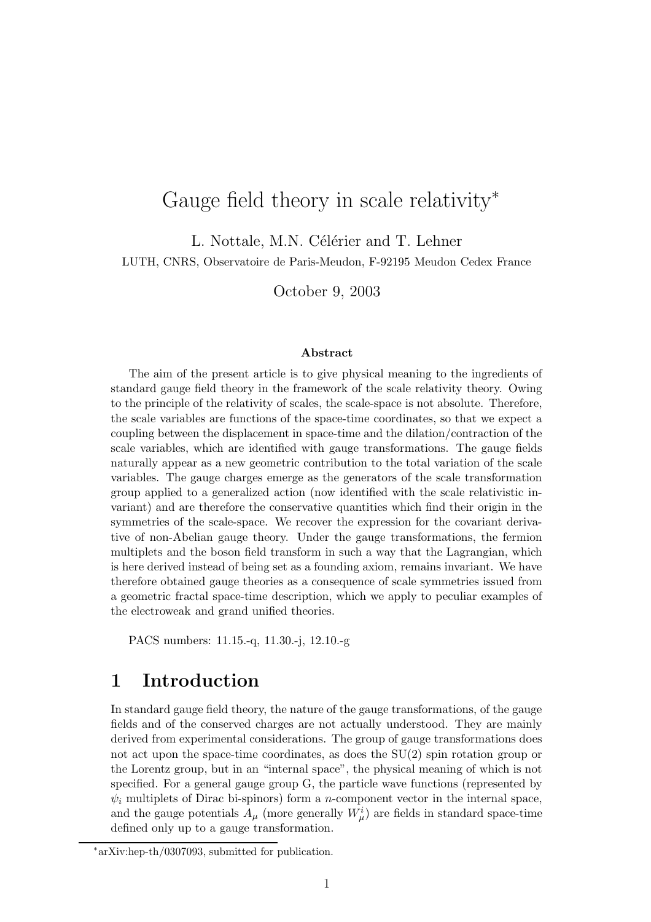# Gauge field theory in scale relativity*

L. Nottale, M.N. Célérier and T. Lehner

LUTH, CNRS, Observatoire de Paris-Meudon, F-92195 Meudon Cedex France

October 9, 2003

### Abstract

The aim of the present article is to give physical meaning to the ingredients of standard gauge field theory in the framework of the scale relativity theory. Owing to the principle of the relativity of scales, the scale-space is not absolute. Therefore, the scale variables are functions of the space-time coordinates, so that we expect a coupling between the displacement in space-time and the dilation/contraction of the scale variables, which are identified with gauge transformations. The gauge fields naturally appear as a new geometric contribution to the total variation of the scale variables. The gauge charges emerge as the generators of the scale transformation group applied to a generalized action (now identified with the scale relativistic invariant) and are therefore the conservative quantities which find their origin in the symmetries of the scale-space. We recover the expression for the covariant derivative of non-Abelian gauge theory. Under the gauge transformations, the fermion multiplets and the boson field transform in such a way that the Lagrangian, which is here derived instead of being set as a founding axiom, remains invariant. We have therefore obtained gauge theories as a consequence of scale symmetries issued from a geometric fractal space-time description, which we apply to peculiar examples of the electroweak and grand unified theories.

PACS numbers: 11.15.-q, 11.30.-j, 12.10.-g

## 1 Introduction

In standard gauge field theory, the nature of the gauge transformations, of the gauge fields and of the conserved charges are not actually understood. They are mainly derived from experimental considerations. The group of gauge transformations does not act upon the space-time coordinates, as does the SU(2) spin rotation group or the Lorentz group, but in an "internal space", the physical meaning of which is not specified. For a general gauge group G, the particle wave functions (represented by $\psi_i$ multiplets of Dirac bi-spinors) form a $n$-component vector in the internal space, and the gauge potentials $A_\mu$ (more generally $W_\mu^i$) are fields in standard space-time defined only up to a gauge transformation.

*arXiv:hep-th/0307093, submitted for publication.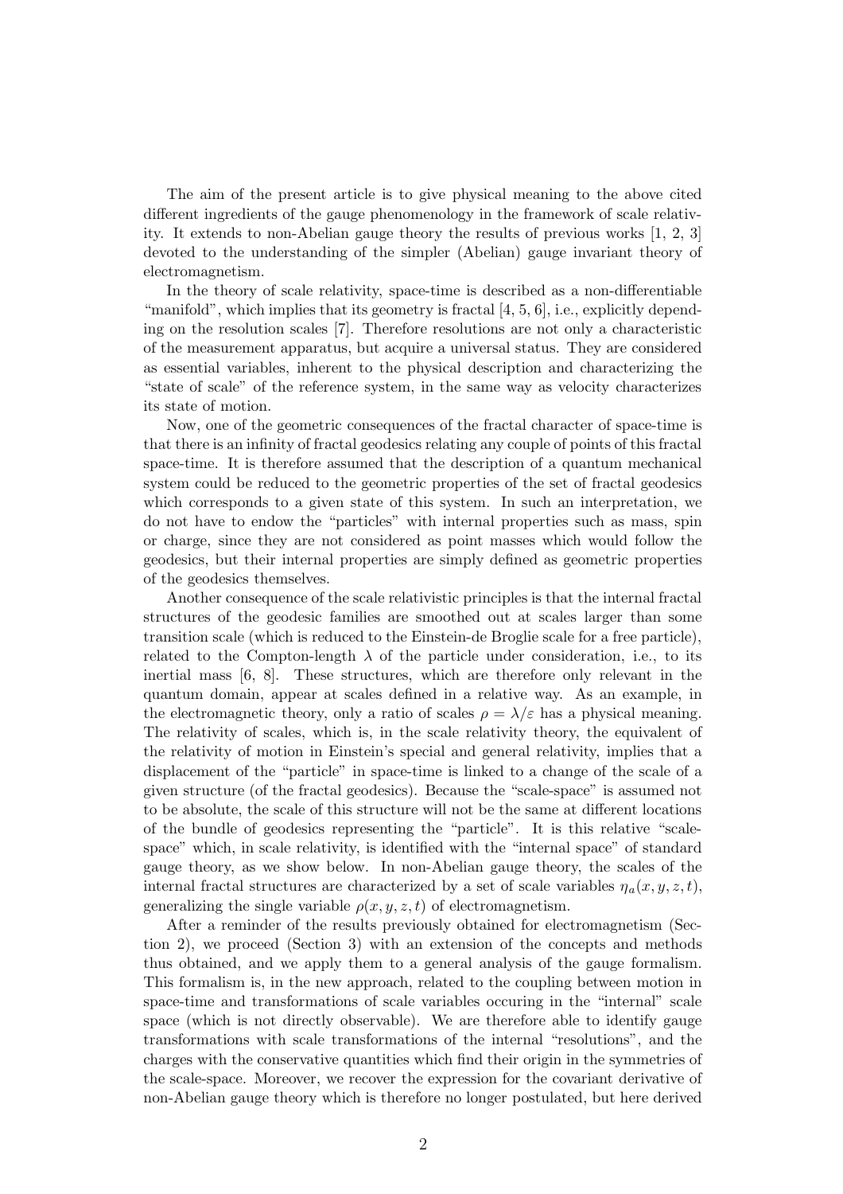The aim of the present article is to give physical meaning to the above cited different ingredients of the gauge phenomenology in the framework of scale relativity. It extends to non-Abelian gauge theory the results of previous works [1, 2, 3] devoted to the understanding of the simpler (Abelian) gauge invariant theory of electromagnetism.

In the theory of scale relativity, space-time is described as a non-differentiable "manifold", which implies that its geometry is fractal [4, 5, 6], i.e., explicitly depending on the resolution scales [7]. Therefore resolutions are not only a characteristic of the measurement apparatus, but acquire a universal status. They are considered as essential variables, inherent to the physical description and characterizing the "state of scale" of the reference system, in the same way as velocity characterizes its state of motion.

Now, one of the geometric consequences of the fractal character of space-time is that there is an infinity of fractal geodesics relating any couple of points of this fractal space-time. It is therefore assumed that the description of a quantum mechanical system could be reduced to the geometric properties of the set of fractal geodesics which corresponds to a given state of this system. In such an interpretation, we do not have to endow the "particles" with internal properties such as mass, spin or charge, since they are not considered as point masses which would follow the geodesics, but their internal properties are simply defined as geometric properties of the geodesics themselves.

Another consequence of the scale relativistic principles is that the internal fractal structures of the geodesic families are smoothed out at scales larger than some transition scale (which is reduced to the Einstein-de Broglie scale for a free particle), related to the Compton-length $\lambda$ of the particle under consideration, i.e., to its inertial mass [6, 8]. These structures, which are therefore only relevant in the quantum domain, appear at scales defined in a relative way. As an example, in the electromagnetic theory, only a ratio of scales $\rho = \lambda/\varepsilon$ has a physical meaning. The relativity of scales, which is, in the scale relativity theory, the equivalent of the relativity of motion in Einstein's special and general relativity, implies that a displacement of the "particle" in space-time is linked to a change of the scale of a given structure (of the fractal geodesics). Because the "scale-space" is assumed not to be absolute, the scale of this structure will not be the same at different locations of the bundle of geodesics representing the "particle". It is this relative "scale-space" which, in scale relativity, is identified with the "internal space" of standard gauge theory, as we show below. In non-Abelian gauge theory, the scales of the internal fractal structures are characterized by a set of scale variables $\eta_a(x, y, z, t)$, generalizing the single variable $\rho(x, y, z, t)$ of electromagnetism.

After a reminder of the results previously obtained for electromagnetism (Section 2), we proceed (Section 3) with an extension of the concepts and methods thus obtained, and we apply them to a general analysis of the gauge formalism. This formalism is, in the new approach, related to the coupling between motion in space-time and transformations of scale variables occuring in the "internal" scale space (which is not directly observable). We are therefore able to identify gauge transformations with scale transformations of the internal "resolutions", and the charges with the conservative quantities which find their origin in the symmetries of the scale-space. Moreover, we recover the expression for the covariant derivative of non-Abelian gauge theory which is therefore no longer postulated, but here derived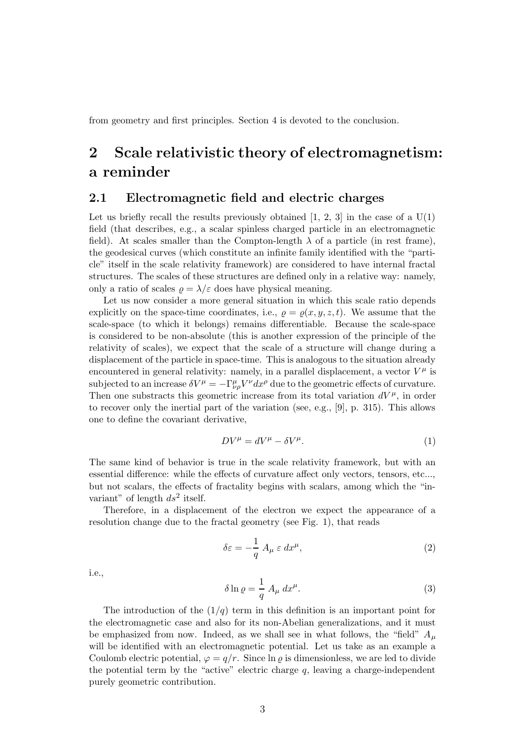from geometry and first principles. Section 4 is devoted to the conclusion.

## 2 Scale relativistic theory of electromagnetism: a reminder

### 2.1 Electromagnetic field and electric charges

Let us briefly recall the results previously obtained [1, 2, 3] in the case of a U(1) field (that describes, e.g., a scalar spinless charged particle in an electromagnetic field). At scales smaller than the Compton-length $\lambda$ of a particle (in rest frame), the geodesical curves (which constitute an infinite family identified with the "particle" itself in the scale relativity framework) are considered to have internal fractal structures. The scales of these structures are defined only in a relative way: namely, only a ratio of scales $\varrho = \lambda/\varepsilon$ does have physical meaning.

Let us now consider a more general situation in which this scale ratio depends explicitly on the space-time coordinates, i.e., $\varrho = \varrho(x, y, z, t)$. We assume that the scale-space (to which it belongs) remains differentiable. Because the scale-space is considered to be non-absolute (this is another expression of the principle of the relativity of scales), we expect that the scale of a structure will change during a displacement of the particle in space-time. This is analogous to the situation already encountered in general relativity: namely, in a parallel displacement, a vector $V^\mu$ is subjected to an increase $\delta V^\mu = -\Gamma^\mu_{\nu\rho} V^\nu dx^\rho$ due to the geometric effects of curvature. Then one substracts this geometric increase from its total variation $dV^\mu$, in order to recover only the inertial part of the variation (see, e.g., [9], p. 315). This allows one to define the covariant derivative,

$$DV^\mu = dV^\mu - \delta V^\mu. \tag{1}$$

The same kind of behavior is true in the scale relativity framework, but with an essential difference: while the effects of curvature affect only vectors, tensors, etc..., but not scalars, the effects of fractality begins with scalars, among which the "invariant" of length $ds^2$ itself.

Therefore, in a displacement of the electron we expect the appearance of a resolution change due to the fractal geometry (see Fig. 1), that reads

$$\delta\varepsilon = -\frac{1}{q}\, A_\mu\, \varepsilon\, dx^\mu, \tag{2}$$

i.e.,

$$\delta \ln \varrho = \frac{1}{q}\, A_\mu\, dx^\mu. \tag{3}$$

The introduction of the $(1/q)$ term in this definition is an important point for the electromagnetic case and also for its non-Abelian generalizations, and it must be emphasized from now. Indeed, as we shall see in what follows, the "field" $A_\mu$ will be identified with an electromagnetic potential. Let us take as an example a Coulomb electric potential, $\varphi = q/r$. Since $\ln \varrho$ is dimensionless, we are led to divide the potential term by the "active" electric charge $q$, leaving a charge-independent purely geometric contribution.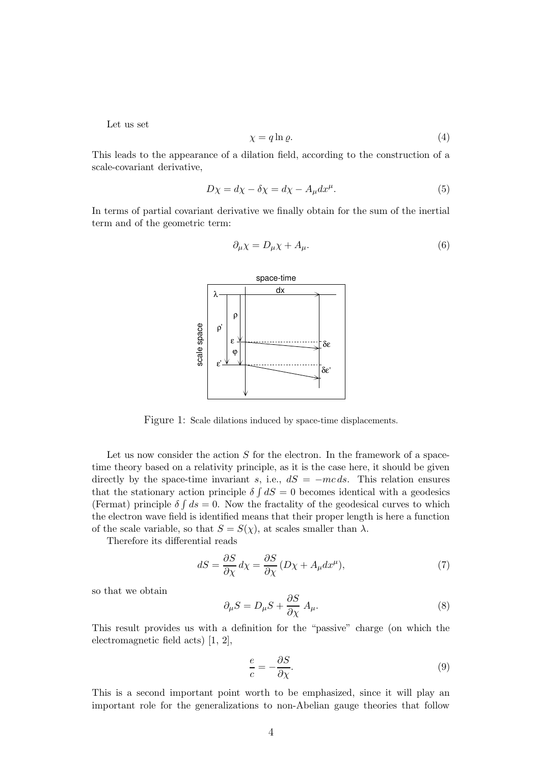Let us set

$$\chi = q \ln \varrho. \tag{4}$$

This leads to the appearance of a dilation field, according to the construction of a scale-covariant derivative,

$$D\chi = d\chi - \delta\chi = d\chi - A_\mu dx^\mu. \tag{5}$$

In terms of partial covariant derivative we finally obtain for the sum of the inertial term and of the geometric term:

$$\partial_\mu \chi = D_\mu \chi + A_\mu. \tag{6}$$

Figure 1: Scale dilations induced by space-time displacements.

Let us now consider the action $S$ for the electron. In the framework of a space-time theory based on a relativity principle, as it is the case here, it should be given directly by the space-time invariant $s$, i.e., $dS = -mc\, ds$. This relation ensures that the stationary action principle $\delta \int dS = 0$ becomes identical with a geodesics (Fermat) principle $\delta \int ds = 0$. Now the fractality of the geodesical curves to which the electron wave field is identified means that their proper length is here a function of the scale variable, so that $S = S(\chi)$, at scales smaller than $\lambda$.

Therefore its differential reads

$$dS = \frac{\partial S}{\partial \chi}\, d\chi = \frac{\partial S}{\partial \chi}\, (D\chi + A_\mu dx^\mu), \tag{7}$$

so that we obtain

$$\partial_\mu S = D_\mu S + \frac{\partial S}{\partial \chi}\, A_\mu. \tag{8}$$

This result provides us with a definition for the "passive" charge (on which the electromagnetic field acts) [1, 2],

$$\frac{e}{c} = -\frac{\partial S}{\partial \chi}. \tag{9}$$

This is a second important point worth to be emphasized, since it will play an important role for the generalizations to non-Abelian gauge theories that follow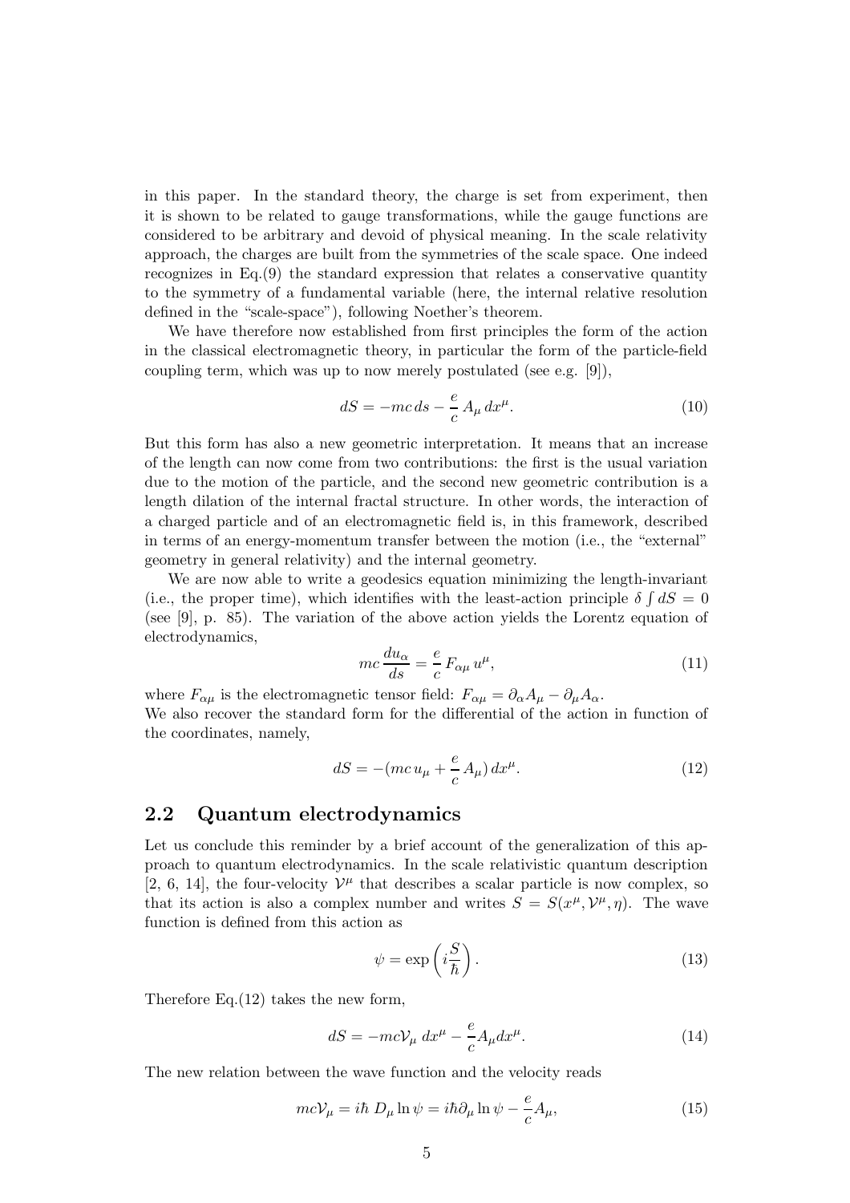in this paper. In the standard theory, the charge is set from experiment, then it is shown to be related to gauge transformations, while the gauge functions are considered to be arbitrary and devoid of physical meaning. In the scale relativity approach, the charges are built from the symmetries of the scale space. One indeed recognizes in Eq.(9) the standard expression that relates a conservative quantity to the symmetry of a fundamental variable (here, the internal relative resolution defined in the "scale-space"), following Noether's theorem.

We have therefore now established from first principles the form of the action in the classical electromagnetic theory, in particular the form of the particle-field coupling term, which was up to now merely postulated (see e.g. [9]),

$$dS = -mc\,ds - \frac{e}{c}\,A_\mu\,dx^\mu. \tag{10}$$

But this form has also a new geometric interpretation. It means that an increase of the length can now come from two contributions: the first is the usual variation due to the motion of the particle, and the second new geometric contribution is a length dilation of the internal fractal structure. In other words, the interaction of a charged particle and of an electromagnetic field is, in this framework, described in terms of an energy-momentum transfer between the motion (i.e., the "external" geometry in general relativity) and the internal geometry.

We are now able to write a geodesics equation minimizing the length-invariant (i.e., the proper time), which identifies with the least-action principle $\delta \int dS = 0$ (see [9], p. 85). The variation of the above action yields the Lorentz equation of electrodynamics,

$$mc\,\frac{du_\alpha}{ds} = \frac{e}{c}\,F_{\alpha\mu}\,u^\mu, \tag{11}$$

where $F_{\alpha\mu}$ is the electromagnetic tensor field: $F_{\alpha\mu} = \partial_\alpha A_\mu - \partial_\mu A_\alpha$.
We also recover the standard form for the differential of the action in function of the coordinates, namely,

$$dS = -(mc\,u_\mu + \frac{e}{c}\,A_\mu)\,dx^\mu. \tag{12}$$

## 2.2 Quantum electrodynamics

Let us conclude this reminder by a brief account of the generalization of this approach to quantum electrodynamics. In the scale relativistic quantum description [2, 6, 14], the four-velocity $\mathcal{V}^\mu$ that describes a scalar particle is now complex, so that its action is also a complex number and writes $S = S(x^\mu, \mathcal{V}^\mu, \eta)$. The wave function is defined from this action as

$$\psi = \exp\left(i\frac{S}{\hbar}\right). \tag{13}$$

Therefore Eq.(12) takes the new form,

$$dS = -mc\mathcal{V}_\mu\;dx^\mu - \frac{e}{c}A_\mu dx^\mu. \tag{14}$$

The new relation between the wave function and the velocity reads

$$mc\mathcal{V}_\mu = i\hbar\;D_\mu \ln\psi = i\hbar\partial_\mu \ln\psi - \frac{e}{c}A_\mu, \tag{15}$$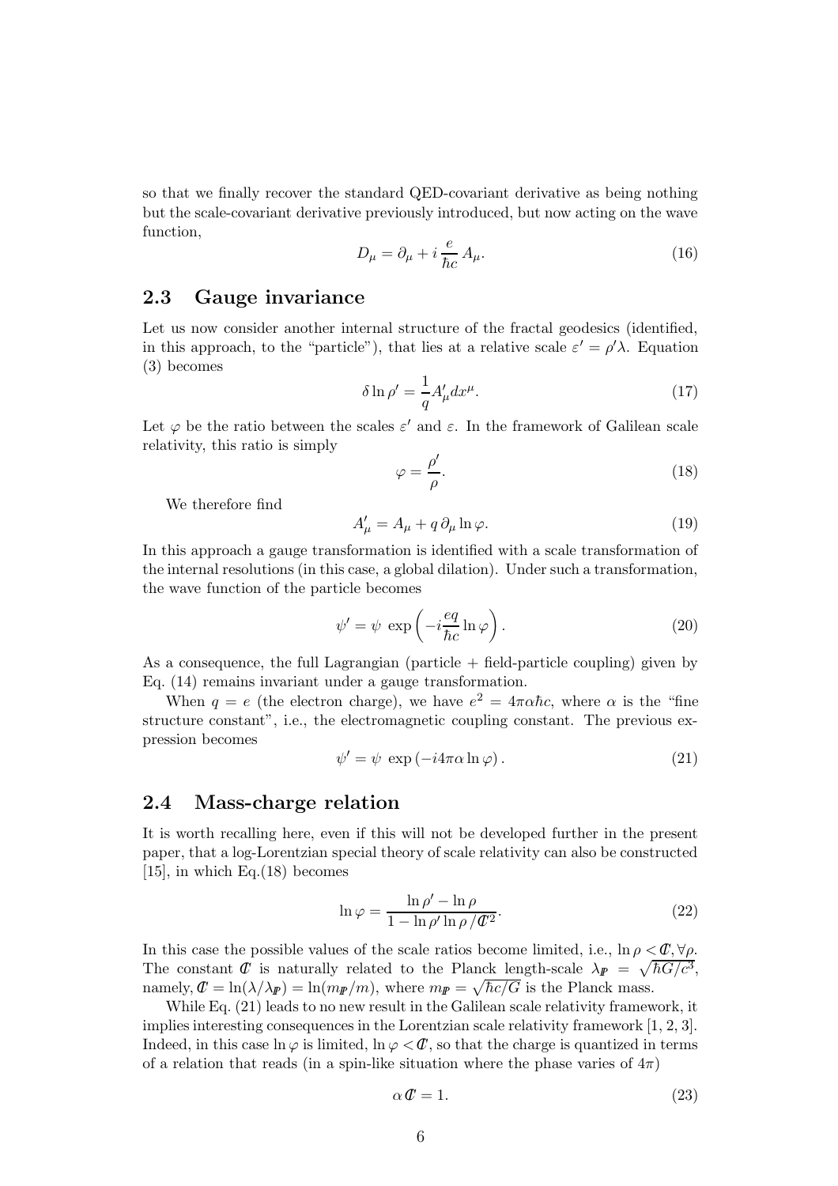so that we finally recover the standard QED-covariant derivative as being nothing but the scale-covariant derivative previously introduced, but now acting on the wave function,

$$D_\mu = \partial_\mu + i\,\frac{e}{\hbar c}\,A_\mu. \tag{16}$$

## 2.3 Gauge invariance

Let us now consider another internal structure of the fractal geodesics (identified, in this approach, to the "particle"), that lies at a relative scale $\varepsilon' = \rho'\lambda$. Equation (3) becomes

$$\delta \ln \rho' = \frac{1}{q} A'_\mu dx^\mu. \tag{17}$$

Let $\varphi$ be the ratio between the scales $\varepsilon'$ and $\varepsilon$. In the framework of Galilean scale relativity, this ratio is simply

$$\varphi = \frac{\rho'}{\rho}. \tag{18}$$

We therefore find

$$A'_\mu = A_\mu + q\,\partial_\mu \ln \varphi. \tag{19}$$

In this approach a gauge transformation is identified with a scale transformation of the internal resolutions (in this case, a global dilation). Under such a transformation, the wave function of the particle becomes

$$\psi' = \psi\, \exp\left(-i\frac{eq}{\hbar c}\ln\varphi\right). \tag{20}$$

As a consequence, the full Lagrangian (particle + field-particle coupling) given by Eq. (14) remains invariant under a gauge transformation.

When $q = e$ (the electron charge), we have $e^2 = 4\pi\alpha\hbar c$, where $\alpha$ is the "fine structure constant", i.e., the electromagnetic coupling constant. The previous expression becomes

$$\psi' = \psi\, \exp\left(-i4\pi\alpha\ln\varphi\right). \tag{21}$$

## 2.4 Mass-charge relation

It is worth recalling here, even if this will not be developed further in the present paper, that a log-Lorentzian special theory of scale relativity can also be constructed [15], in which Eq.(18) becomes

$$\ln\varphi = \frac{\ln\rho' - \ln\rho}{1 - \ln\rho' \ln\rho\,/\mathbb{C}^2}. \tag{22}$$

In this case the possible values of the scale ratios become limited, i.e., $\ln\rho < \mathbb{C}, \forall\rho$. The constant $\mathbb{C}$ is naturally related to the Planck length-scale $\lambda_{\mathbb{P}} = \sqrt{\hbar G/c^3}$, namely, $\mathbb{C} = \ln(\lambda/\lambda_{\mathbb{P}}) = \ln(m_{\mathbb{P}}/m)$, where $m_{\mathbb{P}} = \sqrt{\hbar c/G}$ is the Planck mass.

While Eq. (21) leads to no new result in the Galilean scale relativity framework, it implies interesting consequences in the Lorentzian scale relativity framework [1, 2, 3]. Indeed, in this case $\ln\varphi$ is limited, $\ln\varphi < \mathbb{C}$, so that the charge is quantized in terms of a relation that reads (in a spin-like situation where the phase varies of $4\pi$)

$$\alpha\,\mathbb{C} = 1. \tag{23}$$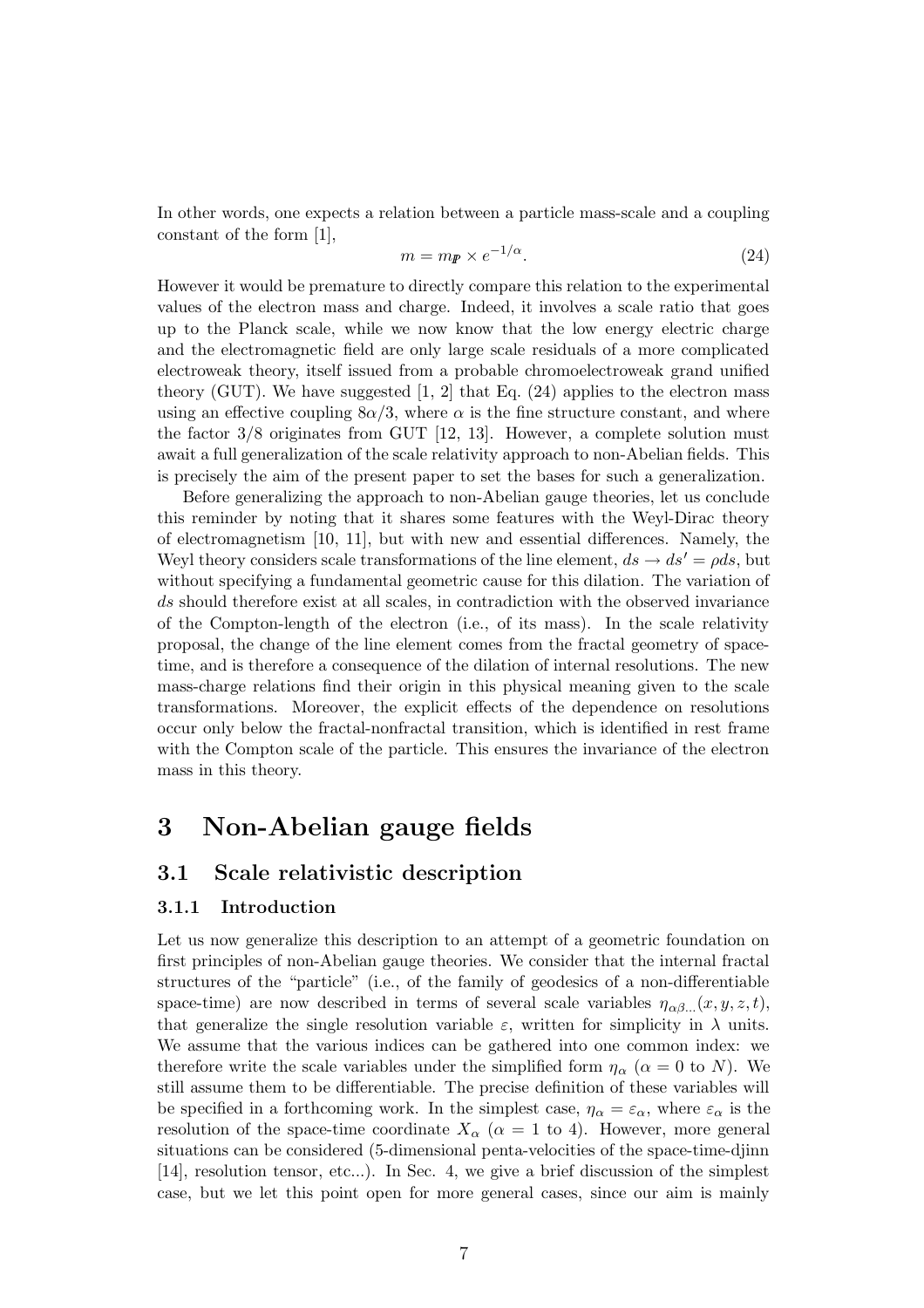In other words, one expects a relation between a particle mass-scale and a coupling constant of the form [1],

$$m = m_{\mathbb{P}} \times e^{-1/\alpha}. \tag{24}$$

However it would be premature to directly compare this relation to the experimental values of the electron mass and charge. Indeed, it involves a scale ratio that goes up to the Planck scale, while we now know that the low energy electric charge and the electromagnetic field are only large scale residuals of a more complicated electroweak theory, itself issued from a probable chromoelectroweak grand unified theory (GUT). We have suggested [1, 2] that Eq. (24) applies to the electron mass using an effective coupling $8\alpha/3$, where $\alpha$ is the fine structure constant, and where the factor 3/8 originates from GUT [12, 13]. However, a complete solution must await a full generalization of the scale relativity approach to non-Abelian fields. This is precisely the aim of the present paper to set the bases for such a generalization.

Before generalizing the approach to non-Abelian gauge theories, let us conclude this reminder by noting that it shares some features with the Weyl-Dirac theory of electromagnetism [10, 11], but with new and essential differences. Namely, the Weyl theory considers scale transformations of the line element, $ds \to ds' = \rho ds$, but without specifying a fundamental geometric cause for this dilation. The variation of $ds$ should therefore exist at all scales, in contradiction with the observed invariance of the Compton-length of the electron (i.e., of its mass). In the scale relativity proposal, the change of the line element comes from the fractal geometry of space-time, and is therefore a consequence of the dilation of internal resolutions. The new mass-charge relations find their origin in this physical meaning given to the scale transformations. Moreover, the explicit effects of the dependence on resolutions occur only below the fractal-nonfractal transition, which is identified in rest frame with the Compton scale of the particle. This ensures the invariance of the electron mass in this theory.

# 3 Non-Abelian gauge fields

## 3.1 Scale relativistic description

### 3.1.1 Introduction

Let us now generalize this description to an attempt of a geometric foundation on first principles of non-Abelian gauge theories. We consider that the internal fractal structures of the "particle" (i.e., of the family of geodesics of a non-differentiable space-time) are now described in terms of several scale variables $\eta_{\alpha\beta\ldots}(x, y, z, t)$, that generalize the single resolution variable $\varepsilon$, written for simplicity in $\lambda$ units. We assume that the various indices can be gathered into one common index: we therefore write the scale variables under the simplified form $\eta_\alpha$ ($\alpha = 0$ to $N$). We still assume them to be differentiable. The precise definition of these variables will be specified in a forthcoming work. In the simplest case, $\eta_\alpha = \varepsilon_\alpha$, where $\varepsilon_\alpha$ is the resolution of the space-time coordinate $X_\alpha$ ($\alpha = 1$ to 4). However, more general situations can be considered (5-dimensional penta-velocities of the space-time-djinn [14], resolution tensor, etc...). In Sec. 4, we give a brief discussion of the simplest case, but we let this point open for more general cases, since our aim is mainly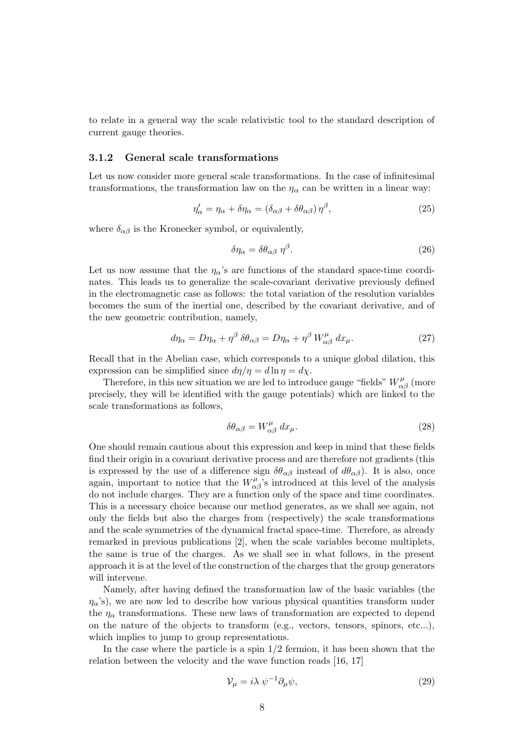to relate in a general way the scale relativistic tool to the standard description of current gauge theories.

### 3.1.2 General scale transformations

Let us now consider more general scale transformations. In the case of infinitesimal transformations, the transformation law on the $\eta_\alpha$ can be written in a linear way:

$$\eta'_\alpha = \eta_\alpha + \delta\eta_\alpha = (\delta_{\alpha\beta} + \delta\theta_{\alpha\beta})\,\eta^\beta, \tag{25}$$

where $\delta_{\alpha\beta}$ is the Kronecker symbol, or equivalently,

$$\delta\eta_\alpha = \delta\theta_{\alpha\beta}\;\eta^\beta. \tag{26}$$

Let us now assume that the $\eta_\alpha$'s are functions of the standard space-time coordinates. This leads us to generalize the scale-covariant derivative previously defined in the electromagnetic case as follows: the total variation of the resolution variables becomes the sum of the inertial one, described by the covariant derivative, and of the new geometric contribution, namely,

$$d\eta_\alpha = D\eta_\alpha + \eta^\beta\,\delta\theta_{\alpha\beta} = D\eta_\alpha + \eta^\beta\,W^\mu_{\alpha\beta}\,dx_\mu. \tag{27}$$

Recall that in the Abelian case, which corresponds to a unique global dilation, this expression can be simplified since $d\eta/\eta = d\ln\eta = d\chi$.

Therefore, in this new situation we are led to introduce gauge "fields" $W^\mu_{\alpha\beta}$ (more precisely, they will be identified with the gauge potentials) which are linked to the scale transformations as follows,

$$\delta\theta_{\alpha\beta} = W^\mu_{\alpha\beta}\,dx_\mu. \tag{28}$$

One should remain cautious about this expression and keep in mind that these fields find their origin in a covariant derivative process and are therefore not gradients (this is expressed by the use of a difference sign $\delta\theta_{\alpha\beta}$ instead of $d\theta_{\alpha\beta}$). It is also, once again, important to notice that the $W^\mu_{\alpha\beta}$'s introduced at this level of the analysis do not include charges. They are a function only of the space and time coordinates. This is a necessary choice because our method generates, as we shall see again, not only the fields but also the charges from (respectively) the scale transformations and the scale symmetries of the dynamical fractal space-time. Therefore, as already remarked in previous publications [2], when the scale variables become multiplets, the same is true of the charges. As we shall see in what follows, in the present approach it is at the level of the construction of the charges that the group generators will intervene.

Namely, after having defined the transformation law of the basic variables (the $\eta_\alpha$'s), we are now led to describe how various physical quantities transform under the $\eta_\alpha$ transformations. These new laws of transformation are expected to depend on the nature of the objects to transform (e.g., vectors, tensors, spinors, etc...), which implies to jump to group representations.

In the case where the particle is a spin 1/2 fermion, it has been shown that the relation between the velocity and the wave function reads [16, 17]

$$\mathcal{V}_\mu = i\lambda\;\psi^{-1}\partial_\mu\psi, \tag{29}$$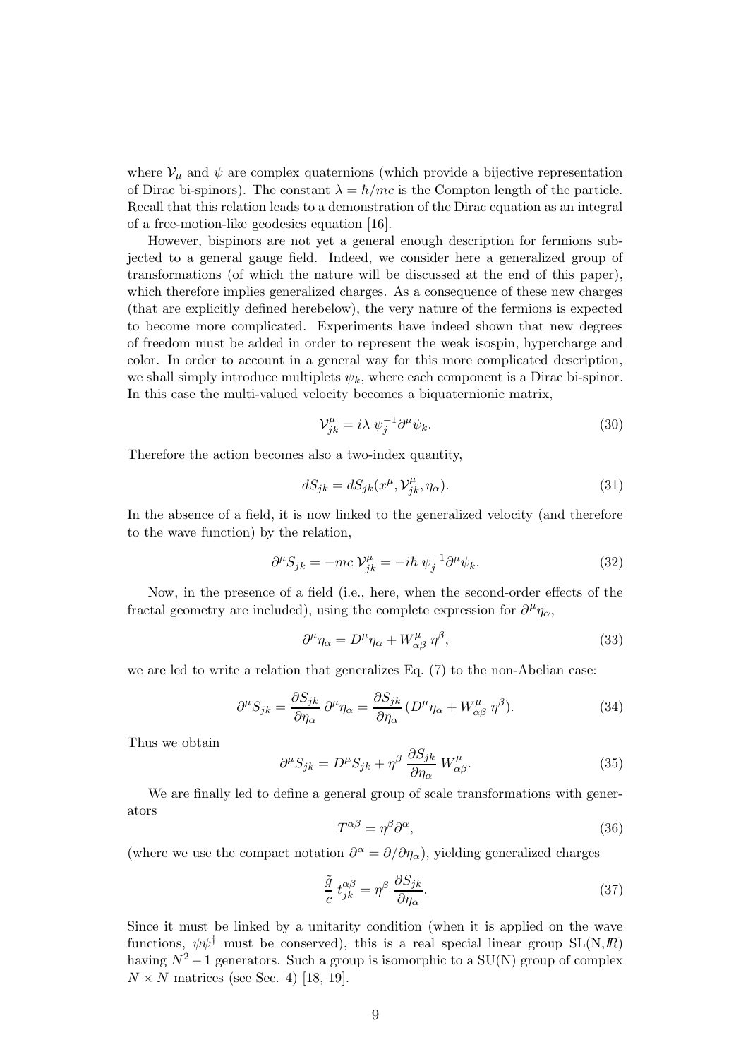where $\mathcal{V}_\mu$ and $\psi$ are complex quaternions (which provide a bijective representation of Dirac bi-spinors). The constant $\lambda = \hbar/mc$ is the Compton length of the particle. Recall that this relation leads to a demonstration of the Dirac equation as an integral of a free-motion-like geodesics equation [16].

However, bispinors are not yet a general enough description for fermions subjected to a general gauge field. Indeed, we consider here a generalized group of transformations (of which the nature will be discussed at the end of this paper), which therefore implies generalized charges. As a consequence of these new charges (that are explicitly defined herebelow), the very nature of the fermions is expected to become more complicated. Experiments have indeed shown that new degrees of freedom must be added in order to represent the weak isospin, hypercharge and color. In order to account in a general way for this more complicated description, we shall simply introduce multiplets $\psi_k$, where each component is a Dirac bi-spinor. In this case the multi-valued velocity becomes a biquaternionic matrix,

$$\mathcal{V}^\mu_{jk} = i\lambda \; \psi_j^{-1} \partial^\mu \psi_k. \tag{30}$$

Therefore the action becomes also a two-index quantity,

$$dS_{jk} = dS_{jk}(x^\mu, \mathcal{V}^\mu_{jk}, \eta_\alpha). \tag{31}$$

In the absence of a field, it is now linked to the generalized velocity (and therefore to the wave function) by the relation,

$$\partial^\mu S_{jk} = -mc \; \mathcal{V}^\mu_{jk} = -i\hbar \; \psi_j^{-1} \partial^\mu \psi_k. \tag{32}$$

Now, in the presence of a field (i.e., here, when the second-order effects of the fractal geometry are included), using the complete expression for $\partial^\mu \eta_\alpha$,

$$\partial^\mu \eta_\alpha = D^\mu \eta_\alpha + W^\mu_{\alpha\beta} \; \eta^\beta, \tag{33}$$

we are led to write a relation that generalizes Eq. (7) to the non-Abelian case:

$$\partial^\mu S_{jk} = \frac{\partial S_{jk}}{\partial \eta_\alpha} \; \partial^\mu \eta_\alpha = \frac{\partial S_{jk}}{\partial \eta_\alpha} \, (D^\mu \eta_\alpha + W^\mu_{\alpha\beta} \; \eta^\beta). \tag{34}$$

Thus we obtain

$$\partial^\mu S_{jk} = D^\mu S_{jk} + \eta^\beta \; \frac{\partial S_{jk}}{\partial \eta_\alpha} \; W^\mu_{\alpha\beta}. \tag{35}$$

We are finally led to define a general group of scale transformations with generators

$$T^{\alpha\beta} = \eta^\beta \partial^\alpha, \tag{36}$$

(where we use the compact notation $\partial^\alpha = \partial/\partial\eta_\alpha$), yielding generalized charges

$$\frac{\tilde{g}}{c} \; t^{\alpha\beta}_{jk} = \eta^\beta \; \frac{\partial S_{jk}}{\partial \eta_\alpha}. \tag{37}$$

Since it must be linked by a unitarity condition (when it is applied on the wave functions, $\psi\psi^\dagger$ must be conserved), this is a real special linear group SL(N,$\mathbb{R}$) having $N^2 - 1$ generators. Such a group is isomorphic to a SU(N) group of complex $N \times N$ matrices (see Sec. 4) [18, 19].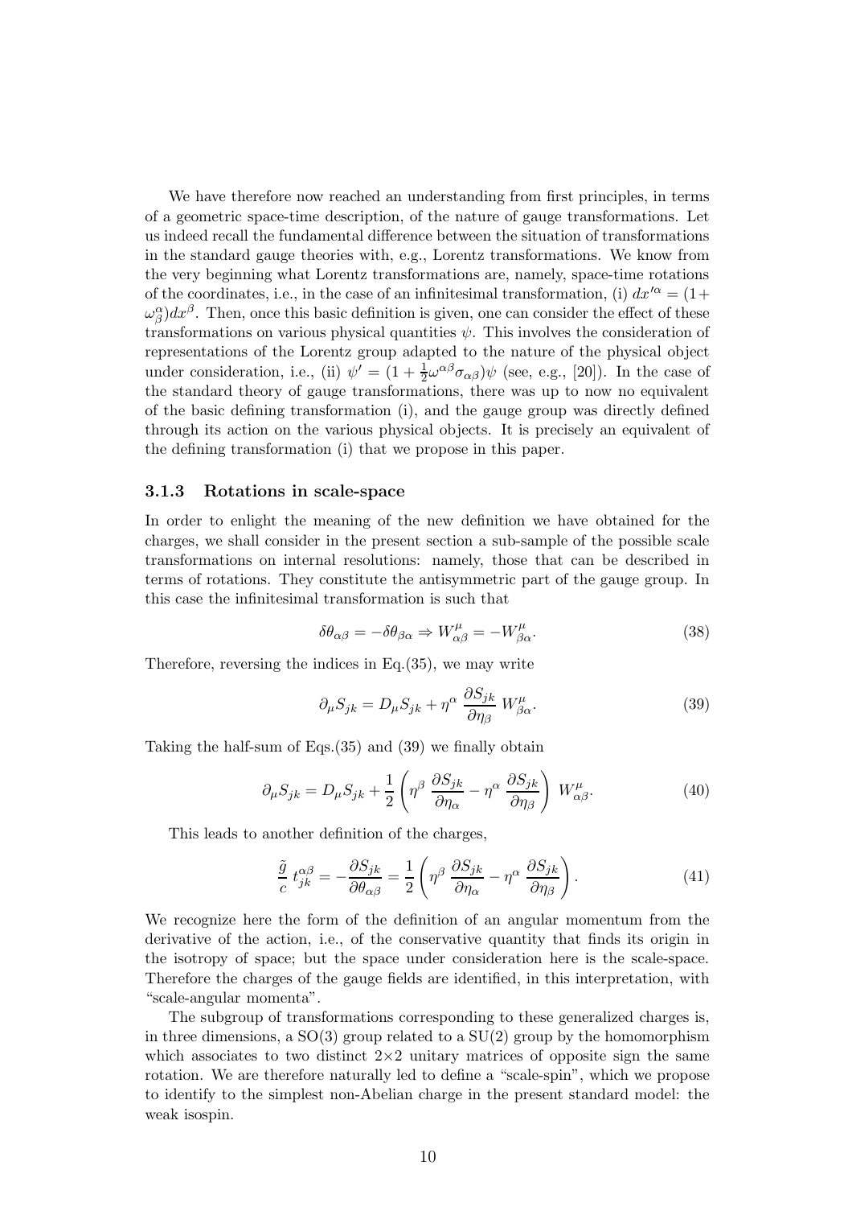We have therefore now reached an understanding from first principles, in terms of a geometric space-time description, of the nature of gauge transformations. Let us indeed recall the fundamental difference between the situation of transformations in the standard gauge theories with, e.g., Lorentz transformations. We know from the very beginning what Lorentz transformations are, namely, space-time rotations of the coordinates, i.e., in the case of an infinitesimal transformation, (i) $dx'^{\alpha} = (1 + \omega^{\alpha}_{\beta}) dx^{\beta}$. Then, once this basic definition is given, one can consider the effect of these transformations on various physical quantities $\psi$. This involves the consideration of representations of the Lorentz group adapted to the nature of the physical object under consideration, i.e., (ii) $\psi' = (1 + \frac{1}{2}\omega^{\alpha\beta}\sigma_{\alpha\beta})\psi$ (see, e.g., [20]). In the case of the standard theory of gauge transformations, there was up to now no equivalent of the basic defining transformation (i), and the gauge group was directly defined through its action on the various physical objects. It is precisely an equivalent of the defining transformation (i) that we propose in this paper.

### 3.1.3 Rotations in scale-space

In order to enlight the meaning of the new definition we have obtained for the charges, we shall consider in the present section a sub-sample of the possible scale transformations on internal resolutions: namely, those that can be described in terms of rotations. They constitute the antisymmetric part of the gauge group. In this case the infinitesimal transformation is such that

$$\delta\theta_{\alpha\beta} = -\delta\theta_{\beta\alpha} \Rightarrow W^{\mu}_{\alpha\beta} = -W^{\mu}_{\beta\alpha}. \tag{38}$$

Therefore, reversing the indices in Eq.(35), we may write

$$\partial_{\mu} S_{jk} = D_{\mu} S_{jk} + \eta^{\alpha} \, \frac{\partial S_{jk}}{\partial \eta_{\beta}} \, W^{\mu}_{\beta\alpha}. \tag{39}$$

Taking the half-sum of Eqs.(35) and (39) we finally obtain

$$\partial_{\mu} S_{jk} = D_{\mu} S_{jk} + \frac{1}{2} \left( \eta^{\beta} \, \frac{\partial S_{jk}}{\partial \eta_{\alpha}} - \eta^{\alpha} \, \frac{\partial S_{jk}}{\partial \eta_{\beta}} \right) \, W^{\mu}_{\alpha\beta}. \tag{40}$$

This leads to another definition of the charges,

$$\frac{\tilde{g}}{c} \, t^{\alpha\beta}_{jk} = -\frac{\partial S_{jk}}{\partial \theta_{\alpha\beta}} = \frac{1}{2} \left( \eta^{\beta} \, \frac{\partial S_{jk}}{\partial \eta_{\alpha}} - \eta^{\alpha} \, \frac{\partial S_{jk}}{\partial \eta_{\beta}} \right). \tag{41}$$

We recognize here the form of the definition of an angular momentum from the derivative of the action, i.e., of the conservative quantity that finds its origin in the isotropy of space; but the space under consideration here is the scale-space. Therefore the charges of the gauge fields are identified, in this interpretation, with "scale-angular momenta".

The subgroup of transformations corresponding to these generalized charges is, in three dimensions, a SO(3) group related to a SU(2) group by the homomorphism which associates to two distinct $2 \times 2$ unitary matrices of opposite sign the same rotation. We are therefore naturally led to define a "scale-spin", which we propose to identify to the simplest non-Abelian charge in the present standard model: the weak isospin.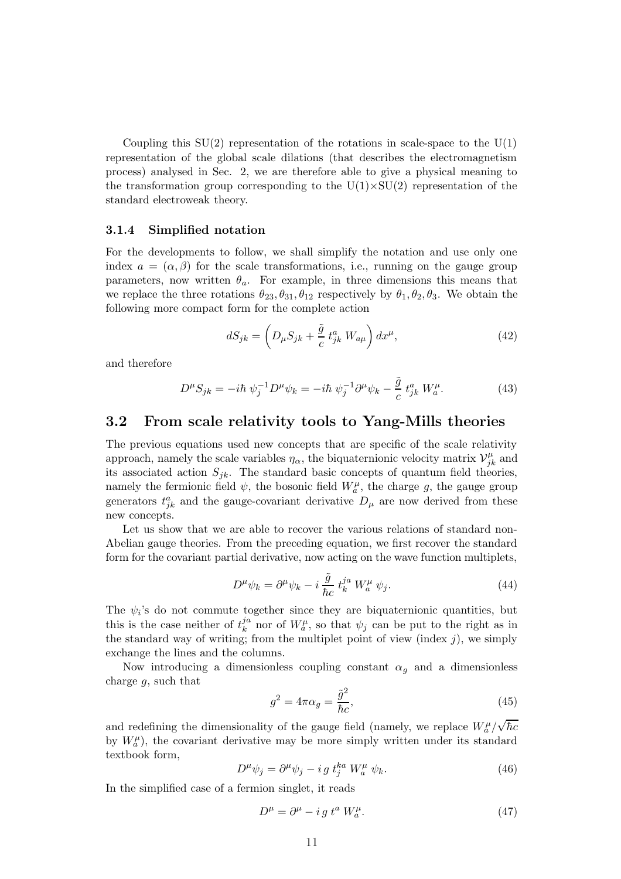Coupling this SU(2) representation of the rotations in scale-space to the U(1) representation of the global scale dilations (that describes the electromagnetism process) analysed in Sec. 2, we are therefore able to give a physical meaning to the transformation group corresponding to the U(1)×SU(2) representation of the standard electroweak theory.

### 3.1.4 Simplified notation

For the developments to follow, we shall simplify the notation and use only one index $a = (\alpha, \beta)$ for the scale transformations, i.e., running on the gauge group parameters, now written $\theta_a$. For example, in three dimensions this means that we replace the three rotations $\theta_{23}, \theta_{31}, \theta_{12}$ respectively by $\theta_1, \theta_2, \theta_3$. We obtain the following more compact form for the complete action

$$dS_{jk} = \left( D_\mu S_{jk} + \frac{\tilde{g}}{c}\, t^a_{jk}\, W_{a\mu} \right) dx^\mu, \tag{42}$$

and therefore

$$D^\mu S_{jk} = -i\hbar\; \psi_j^{-1} D^\mu \psi_k = -i\hbar\; \psi_j^{-1} \partial^\mu \psi_k - \frac{\tilde{g}}{c}\; t^a_{jk}\; W^\mu_a. \tag{43}$$

## 3.2 From scale relativity tools to Yang-Mills theories

The previous equations used new concepts that are specific of the scale relativity approach, namely the scale variables $\eta_\alpha$, the biquaternionic velocity matrix $\mathcal{V}^\mu_{jk}$ and its associated action $S_{jk}$. The standard basic concepts of quantum field theories, namely the fermionic field $\psi$, the bosonic field $W^\mu_a$, the charge $g$, the gauge group generators $t^a_{jk}$ and the gauge-covariant derivative $D_\mu$ are now derived from these new concepts.

Let us show that we are able to recover the various relations of standard non-Abelian gauge theories. From the preceding equation, we first recover the standard form for the covariant partial derivative, now acting on the wave function multiplets,

$$D^\mu \psi_k = \partial^\mu \psi_k - i\, \frac{\tilde{g}}{\hbar c}\; t^{ja}_k\; W^\mu_a\; \psi_j. \tag{44}$$

The $\psi_i$'s do not commute together since they are biquaternionic quantities, but this is the case neither of $t^{ja}_k$ nor of $W^\mu_a$, so that $\psi_j$ can be put to the right as in the standard way of writing; from the multiplet point of view (index $j$), we simply exchange the lines and the columns.

Now introducing a dimensionless coupling constant $\alpha_g$ and a dimensionless charge $g$, such that

$$g^2 = 4\pi\alpha_g = \frac{\tilde{g}^2}{\hbar c}, \tag{45}$$

and redefining the dimensionality of the gauge field (namely, we replace $W^\mu_a / \sqrt{\hbar c}$ by $W^\mu_a$), the covariant derivative may be more simply written under its standard textbook form,

$$D^\mu \psi_j = \partial^\mu \psi_j - i\, g\; t^{ka}_j\; W^\mu_a\; \psi_k. \tag{46}$$

In the simplified case of a fermion singlet, it reads

$$D^\mu = \partial^\mu - i\, g\; t^a\; W^\mu_a. \tag{47}$$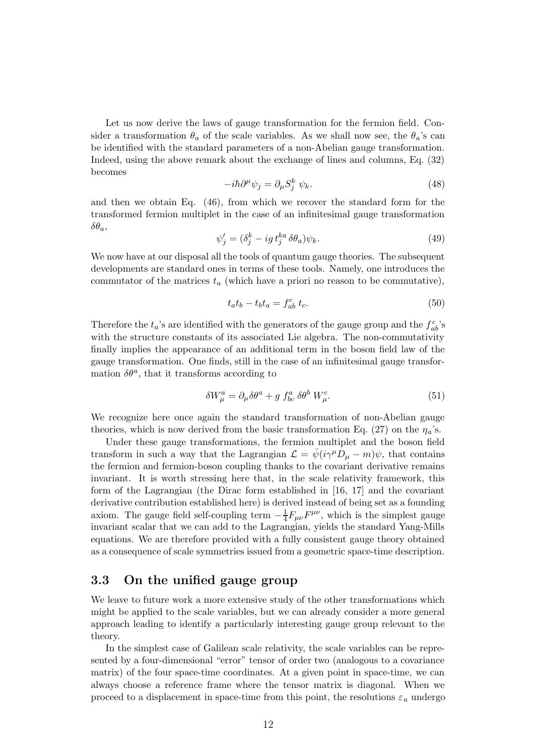Let us now derive the laws of gauge transformation for the fermion field. Consider a transformation $\theta_a$ of the scale variables. As we shall now see, the $\theta_a$'s can be identified with the standard parameters of a non-Abelian gauge transformation. Indeed, using the above remark about the exchange of lines and columns, Eq. (32) becomes

$$-i\hbar\partial^\mu\psi_j = \partial_\mu S_j^k \; \psi_k. \tag{48}$$

and then we obtain Eq. (46), from which we recover the standard form for the transformed fermion multiplet in the case of an infinitesimal gauge transformation $\delta\theta_a$,

$$\psi'_j = (\delta_j^k - ig\, t_j^{ka}\, \delta\theta_a)\psi_k. \tag{49}$$

We now have at our disposal all the tools of quantum gauge theories. The subsequent developments are standard ones in terms of these tools. Namely, one introduces the commutator of the matrices $t_a$ (which have a priori no reason to be commutative),

$$t_a t_b - t_b t_a = f_{ab}^c \; t_c. \tag{50}$$

Therefore the $t_a$'s are identified with the generators of the gauge group and the $f_{ab}^c$'s with the structure constants of its associated Lie algebra. The non-commutativity finally implies the appearance of an additional term in the boson field law of the gauge transformation. One finds, still in the case of an infinitesimal gauge transformation $\delta\theta^a$, that it transforms according to

$$\delta W_\mu^a = \partial_\mu \delta\theta^a + g\; f_{bc}^a \; \delta\theta^b \; W_\mu^c. \tag{51}$$

We recognize here once again the standard transformation of non-Abelian gauge theories, which is now derived from the basic transformation Eq. (27) on the $\eta_a$'s.

Under these gauge transformations, the fermion multiplet and the boson field transform in such a way that the Lagrangian $\mathcal{L} = \bar{\psi}(i\gamma^\mu D_\mu - m)\psi$, that contains the fermion and fermion-boson coupling thanks to the covariant derivative remains invariant. It is worth stressing here that, in the scale relativity framework, this form of the Lagrangian (the Dirac form established in [16, 17] and the covariant derivative contribution established here) is derived instead of being set as a founding axiom. The gauge field self-coupling term $-\frac{1}{4}F_{\mu\nu}F^{\mu\nu}$, which is the simplest gauge invariant scalar that we can add to the Lagrangian, yields the standard Yang-Mills equations. We are therefore provided with a fully consistent gauge theory obtained as a consequence of scale symmetries issued from a geometric space-time description.

### 3.3 On the unified gauge group

We leave to future work a more extensive study of the other transformations which might be applied to the scale variables, but we can already consider a more general approach leading to identify a particularly interesting gauge group relevant to the theory.

In the simplest case of Galilean scale relativity, the scale variables can be represented by a four-dimensional "error" tensor of order two (analogous to a covariance matrix) of the four space-time coordinates. At a given point in space-time, we can always choose a reference frame where the tensor matrix is diagonal. When we proceed to a displacement in space-time from this point, the resolutions $\varepsilon_a$ undergo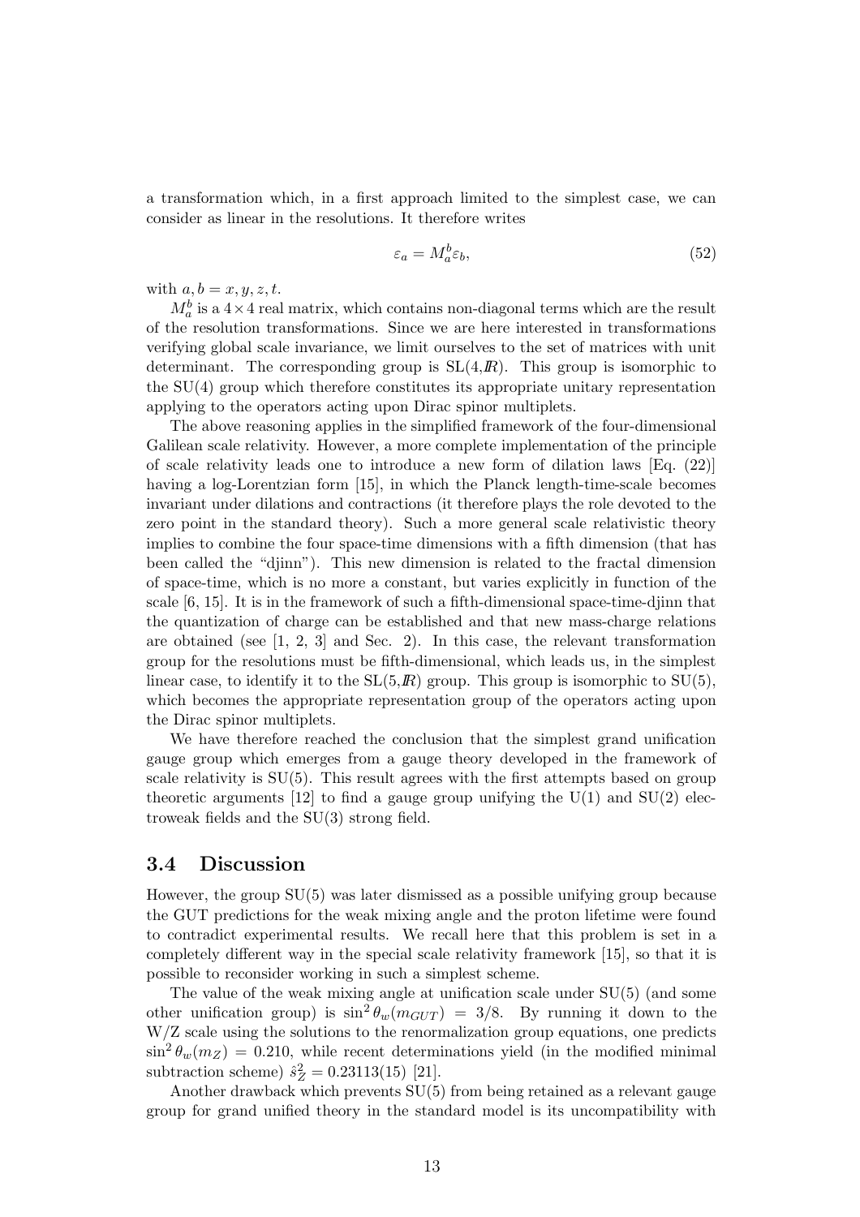a transformation which, in a first approach limited to the simplest case, we can consider as linear in the resolutions. It therefore writes

$$\varepsilon_a = M_a^b \varepsilon_b, \tag{52}$$

with $a, b = x, y, z, t$.

$M_a^b$ is a $4 \times 4$ real matrix, which contains non-diagonal terms which are the result of the resolution transformations. Since we are here interested in transformations verifying global scale invariance, we limit ourselves to the set of matrices with unit determinant. The corresponding group is SL(4,$I\!R$). This group is isomorphic to the SU(4) group which therefore constitutes its appropriate unitary representation applying to the operators acting upon Dirac spinor multiplets.

The above reasoning applies in the simplified framework of the four-dimensional Galilean scale relativity. However, a more complete implementation of the principle of scale relativity leads one to introduce a new form of dilation laws [Eq. (22)] having a log-Lorentzian form [15], in which the Planck length-time-scale becomes invariant under dilations and contractions (it therefore plays the role devoted to the zero point in the standard theory). Such a more general scale relativistic theory implies to combine the four space-time dimensions with a fifth dimension (that has been called the "djinn"). This new dimension is related to the fractal dimension of space-time, which is no more a constant, but varies explicitly in function of the scale [6, 15]. It is in the framework of such a fifth-dimensional space-time-djinn that the quantization of charge can be established and that new mass-charge relations are obtained (see [1, 2, 3] and Sec. 2). In this case, the relevant transformation group for the resolutions must be fifth-dimensional, which leads us, in the simplest linear case, to identify it to the SL(5,$I\!R$) group. This group is isomorphic to SU(5), which becomes the appropriate representation group of the operators acting upon the Dirac spinor multiplets.

We have therefore reached the conclusion that the simplest grand unification gauge group which emerges from a gauge theory developed in the framework of scale relativity is SU(5). This result agrees with the first attempts based on group theoretic arguments [12] to find a gauge group unifying the U(1) and SU(2) electroweak fields and the SU(3) strong field.

### 3.4 Discussion

However, the group SU(5) was later dismissed as a possible unifying group because the GUT predictions for the weak mixing angle and the proton lifetime were found to contradict experimental results. We recall here that this problem is set in a completely different way in the special scale relativity framework [15], so that it is possible to reconsider working in such a simplest scheme.

The value of the weak mixing angle at unification scale under SU(5) (and some other unification group) is $\sin^2\theta_w(m_{GUT}) = 3/8$. By running it down to the W/Z scale using the solutions to the renormalization group equations, one predicts $\sin^2\theta_w(m_Z) = 0.210$, while recent determinations yield (in the modified minimal subtraction scheme) $\hat{s}_Z^2 = 0.23113(15)$ [21].

Another drawback which prevents SU(5) from being retained as a relevant gauge group for grand unified theory in the standard model is its uncompatibility with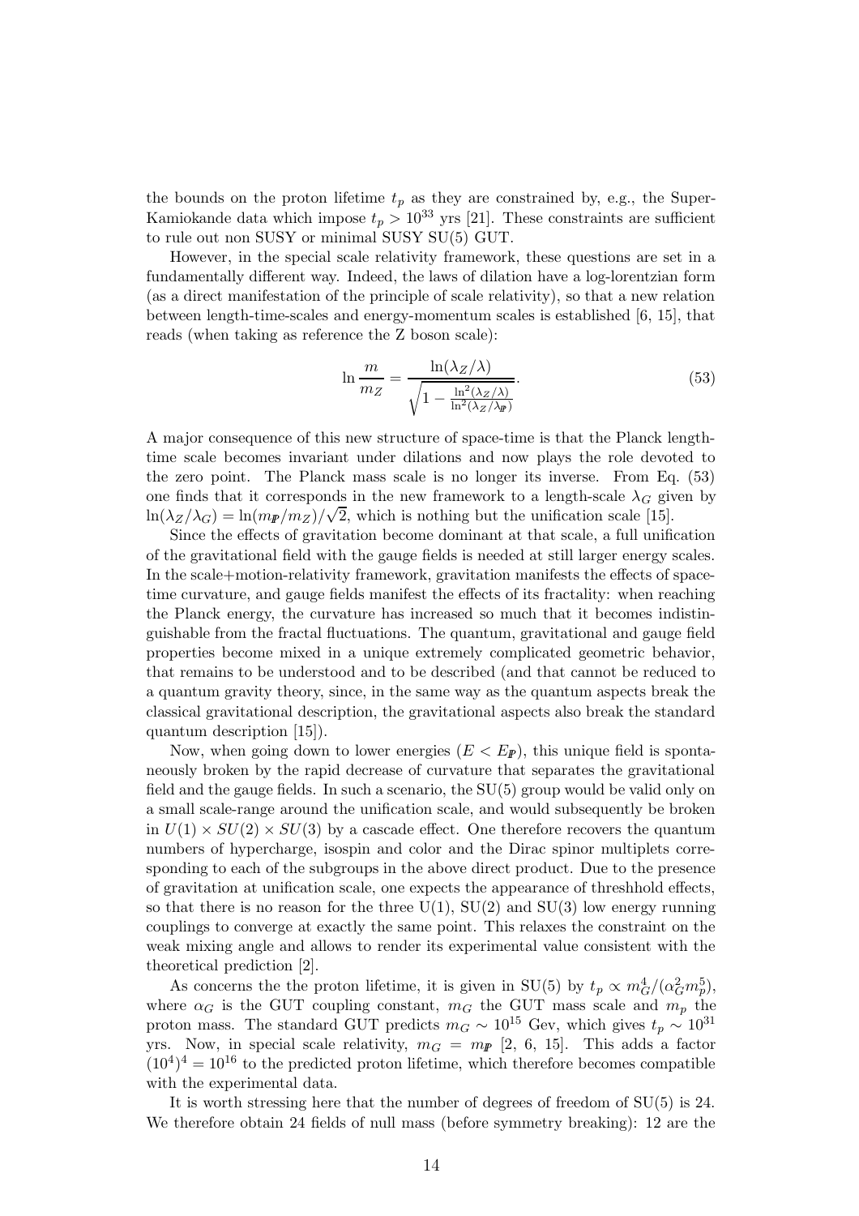the bounds on the proton lifetime $t_p$ as they are constrained by, e.g., the Super-Kamiokande data which impose $t_p > 10^{33}$ yrs [21]. These constraints are sufficient to rule out non SUSY or minimal SUSY SU(5) GUT.

However, in the special scale relativity framework, these questions are set in a fundamentally different way. Indeed, the laws of dilation have a log-lorentzian form (as a direct manifestation of the principle of scale relativity), so that a new relation between length-time-scales and energy-momentum scales is established [6, 15], that reads (when taking as reference the Z boson scale):

$$\ln \frac{m}{m_Z} = \frac{\ln(\lambda_Z/\lambda)}{\sqrt{1 - \frac{\ln^2(\lambda_Z/\lambda)}{\ln^2(\lambda_Z/\lambda_{\mathbb{P}})}}}. \tag{53}$$

A major consequence of this new structure of space-time is that the Planck length-time scale becomes invariant under dilations and now plays the role devoted to the zero point. The Planck mass scale is no longer its inverse. From Eq. (53) one finds that it corresponds in the new framework to a length-scale $\lambda_G$ given by $\ln(\lambda_Z/\lambda_G) = \ln(m_{\mathbb{P}}/m_Z)/\sqrt{2}$, which is nothing but the unification scale [15].

Since the effects of gravitation become dominant at that scale, a full unification of the gravitational field with the gauge fields is needed at still larger energy scales. In the scale+motion-relativity framework, gravitation manifests the effects of space-time curvature, and gauge fields manifest the effects of its fractality: when reaching the Planck energy, the curvature has increased so much that it becomes indistinguishable from the fractal fluctuations. The quantum, gravitational and gauge field properties become mixed in a unique extremely complicated geometric behavior, that remains to be understood and to be described (and that cannot be reduced to a quantum gravity theory, since, in the same way as the quantum aspects break the classical gravitational description, the gravitational aspects also break the standard quantum description [15]).

Now, when going down to lower energies ($E < E_{\mathbb{P}}$), this unique field is spontaneously broken by the rapid decrease of curvature that separates the gravitational field and the gauge fields. In such a scenario, the SU(5) group would be valid only on a small scale-range around the unification scale, and would subsequently be broken in $U(1) \times SU(2) \times SU(3)$ by a cascade effect. One therefore recovers the quantum numbers of hypercharge, isospin and color and the Dirac spinor multiplets corresponding to each of the subgroups in the above direct product. Due to the presence of gravitation at unification scale, one expects the appearance of threshhold effects, so that there is no reason for the three U(1), SU(2) and SU(3) low energy running couplings to converge at exactly the same point. This relaxes the constraint on the weak mixing angle and allows to render its experimental value consistent with the theoretical prediction [2].

As concerns the the proton lifetime, it is given in SU(5) by $t_p \propto m_G^4/(\alpha_G^2 m_p^5)$, where $\alpha_G$ is the GUT coupling constant, $m_G$ the GUT mass scale and $m_p$ the proton mass. The standard GUT predicts $m_G \sim 10^{15}$ Gev, which gives $t_p \sim 10^{31}$ yrs. Now, in special scale relativity, $m_G = m_{\mathbb{P}}$ [2, 6, 15]. This adds a factor $(10^4)^4 = 10^{16}$ to the predicted proton lifetime, which therefore becomes compatible with the experimental data.

It is worth stressing here that the number of degrees of freedom of SU(5) is 24. We therefore obtain 24 fields of null mass (before symmetry breaking): 12 are the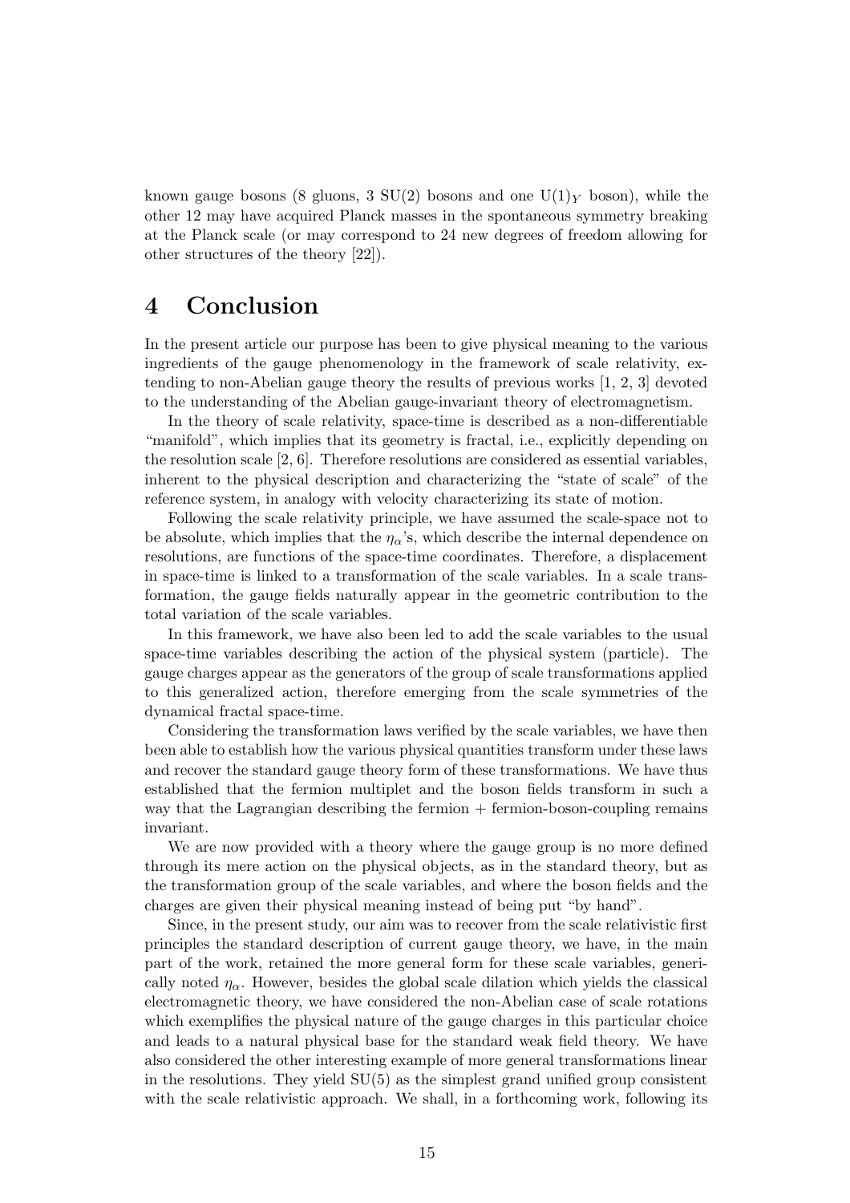known gauge bosons (8 gluons, 3 SU(2) bosons and one $U(1)_Y$ boson), while the other 12 may have acquired Planck masses in the spontaneous symmetry breaking at the Planck scale (or may correspond to 24 new degrees of freedom allowing for other structures of the theory [22]).

# 4 Conclusion

In the present article our purpose has been to give physical meaning to the various ingredients of the gauge phenomenology in the framework of scale relativity, extending to non-Abelian gauge theory the results of previous works [1, 2, 3] devoted to the understanding of the Abelian gauge-invariant theory of electromagnetism.

In the theory of scale relativity, space-time is described as a non-differentiable "manifold", which implies that its geometry is fractal, i.e., explicitly depending on the resolution scale [2, 6]. Therefore resolutions are considered as essential variables, inherent to the physical description and characterizing the "state of scale" of the reference system, in analogy with velocity characterizing its state of motion.

Following the scale relativity principle, we have assumed the scale-space not to be absolute, which implies that the $\eta_\alpha$'s, which describe the internal dependence on resolutions, are functions of the space-time coordinates. Therefore, a displacement in space-time is linked to a transformation of the scale variables. In a scale transformation, the gauge fields naturally appear in the geometric contribution to the total variation of the scale variables.

In this framework, we have also been led to add the scale variables to the usual space-time variables describing the action of the physical system (particle). The gauge charges appear as the generators of the group of scale transformations applied to this generalized action, therefore emerging from the scale symmetries of the dynamical fractal space-time.

Considering the transformation laws verified by the scale variables, we have then been able to establish how the various physical quantities transform under these laws and recover the standard gauge theory form of these transformations. We have thus established that the fermion multiplet and the boson fields transform in such a way that the Lagrangian describing the fermion + fermion-boson-coupling remains invariant.

We are now provided with a theory where the gauge group is no more defined through its mere action on the physical objects, as in the standard theory, but as the transformation group of the scale variables, and where the boson fields and the charges are given their physical meaning instead of being put "by hand".

Since, in the present study, our aim was to recover from the scale relativistic first principles the standard description of current gauge theory, we have, in the main part of the work, retained the more general form for these scale variables, generically noted $\eta_\alpha$. However, besides the global scale dilation which yields the classical electromagnetic theory, we have considered the non-Abelian case of scale rotations which exemplifies the physical nature of the gauge charges in this particular choice and leads to a natural physical base for the standard weak field theory. We have also considered the other interesting example of more general transformations linear in the resolutions. They yield SU(5) as the simplest grand unified group consistent with the scale relativistic approach. We shall, in a forthcoming work, following its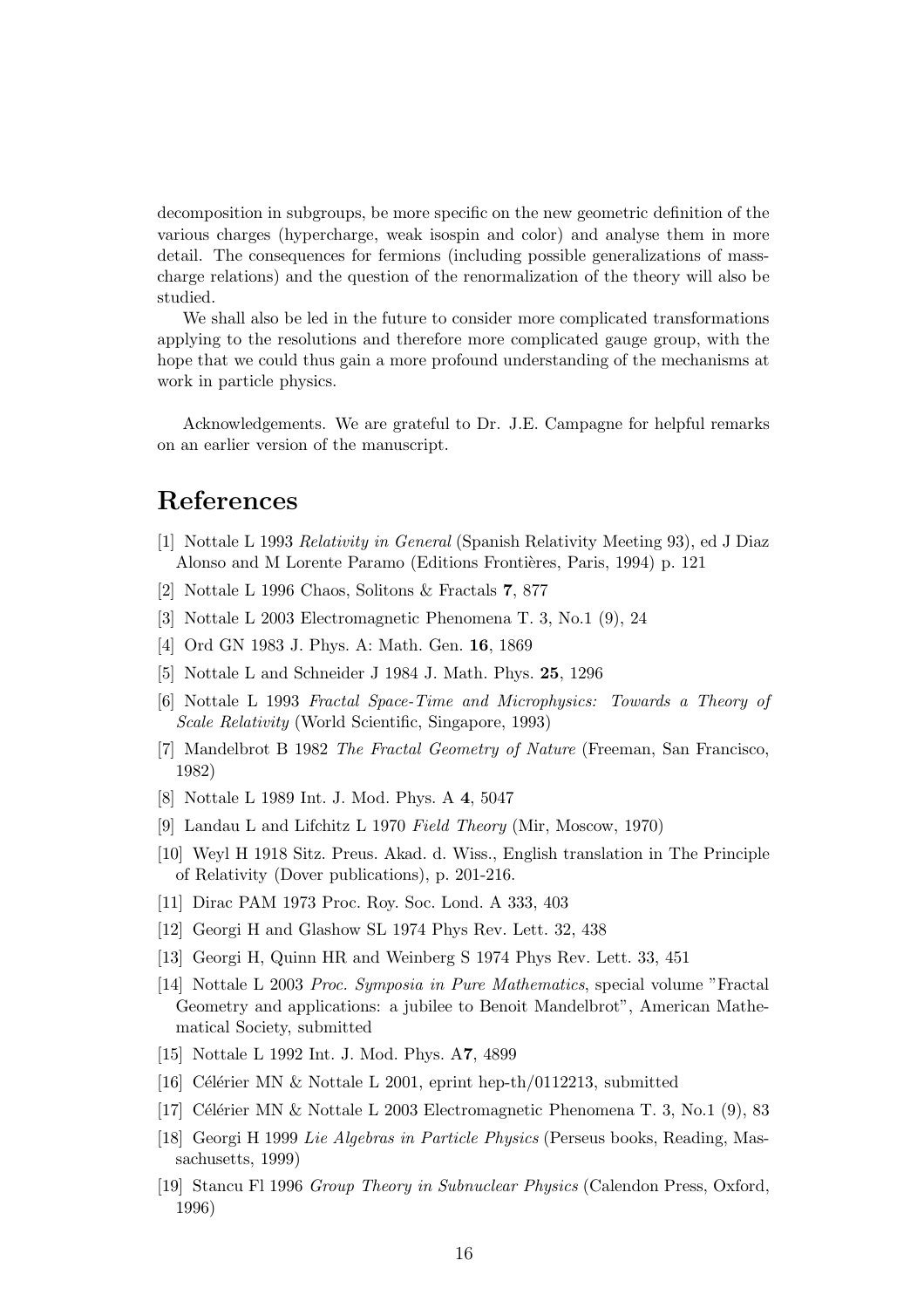decomposition in subgroups, be more specific on the new geometric definition of the various charges (hypercharge, weak isospin and color) and analyse them in more detail. The consequences for fermions (including possible generalizations of mass-charge relations) and the question of the renormalization of the theory will also be studied.

We shall also be led in the future to consider more complicated transformations applying to the resolutions and therefore more complicated gauge group, with the hope that we could thus gain a more profound understanding of the mechanisms at work in particle physics.

Acknowledgements. We are grateful to Dr. J.E. Campagne for helpful remarks on an earlier version of the manuscript.

# References

[1] Nottale L 1993 *Relativity in General* (Spanish Relativity Meeting 93), ed J Diaz Alonso and M Lorente Paramo (Editions Frontières, Paris, 1994) p. 121

[2] Nottale L 1996 Chaos, Solitons & Fractals **7**, 877

[3] Nottale L 2003 Electromagnetic Phenomena T. 3, No.1 (9), 24

[4] Ord GN 1983 J. Phys. A: Math. Gen. **16**, 1869

[5] Nottale L and Schneider J 1984 J. Math. Phys. **25**, 1296

[6] Nottale L 1993 *Fractal Space-Time and Microphysics: Towards a Theory of Scale Relativity* (World Scientific, Singapore, 1993)

[7] Mandelbrot B 1982 *The Fractal Geometry of Nature* (Freeman, San Francisco, 1982)

[8] Nottale L 1989 Int. J. Mod. Phys. A **4**, 5047

[9] Landau L and Lifchitz L 1970 *Field Theory* (Mir, Moscow, 1970)

[10] Weyl H 1918 Sitz. Preus. Akad. d. Wiss., English translation in The Principle of Relativity (Dover publications), p. 201-216.

[11] Dirac PAM 1973 Proc. Roy. Soc. Lond. A 333, 403

[12] Georgi H and Glashow SL 1974 Phys Rev. Lett. 32, 438

[13] Georgi H, Quinn HR and Weinberg S 1974 Phys Rev. Lett. 33, 451

[14] Nottale L 2003 *Proc. Symposia in Pure Mathematics*, special volume "Fractal Geometry and applications: a jubilee to Benoit Mandelbrot", American Mathematical Society, submitted

[15] Nottale L 1992 Int. J. Mod. Phys. A**7**, 4899

[16] Célérier MN & Nottale L 2001, eprint hep-th/0112213, submitted

[17] Célérier MN & Nottale L 2003 Electromagnetic Phenomena T. 3, No.1 (9), 83

[18] Georgi H 1999 *Lie Algebras in Particle Physics* (Perseus books, Reading, Massachusetts, 1999)

[19] Stancu Fl 1996 *Group Theory in Subnuclear Physics* (Calendon Press, Oxford, 1996)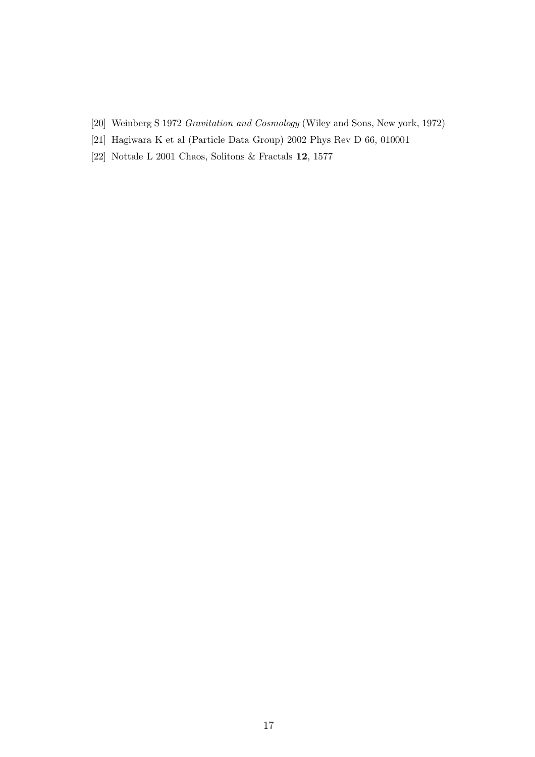[20] Weinberg S 1972 *Gravitation and Cosmology* (Wiley and Sons, New york, 1972)

[21] Hagiwara K et al (Particle Data Group) 2002 Phys Rev D 66, 010001

[22] Nottale L 2001 Chaos, Solitons & Fractals **12**, 1577